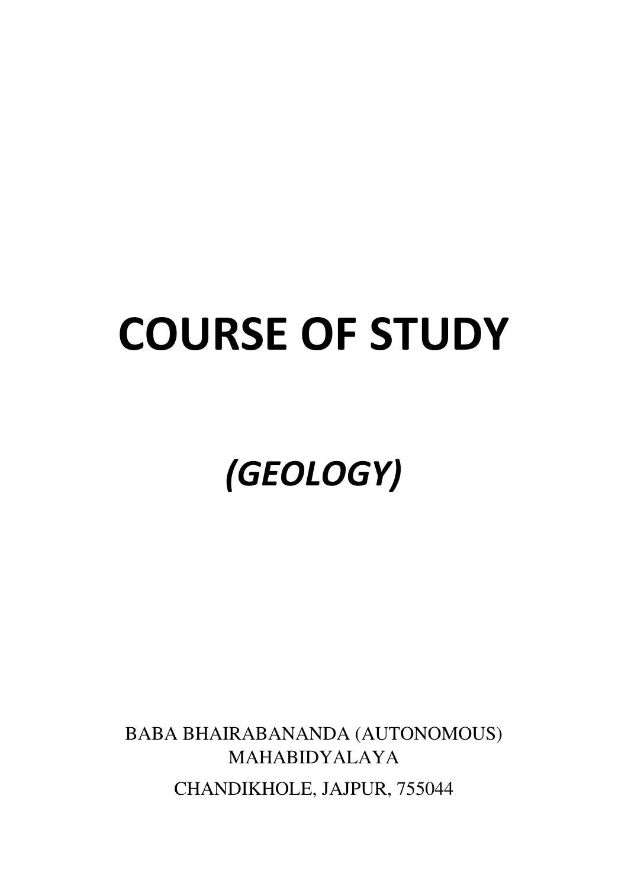# COURSE OF STUDY

## *(GEOLOGY)*

BABA BHAIRABANANDA (AUTONOMOUS) MAHABIDYALAYA

CHANDIKHOLE, JAJPUR, 755044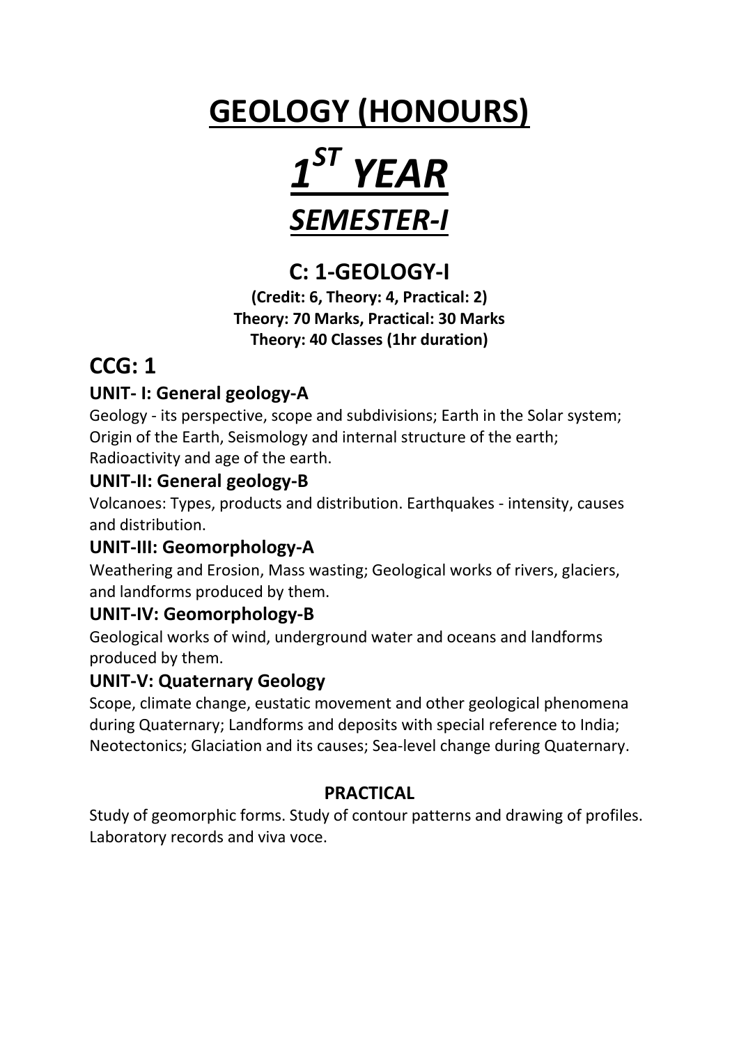# GEOLOGY (HONOURS)

# *1ST YEAR*

## *SEMESTER-I*

### C: 1-GEOLOGY-I

**(Credit: 6, Theory: 4, Practical: 2)**
**Theory: 70 Marks, Practical: 30 Marks**
**Theory: 40 Classes (1hr duration)**

## CCG: 1

### UNIT- I: General geology-A

Geology - its perspective, scope and subdivisions; Earth in the Solar system; Origin of the Earth, Seismology and internal structure of the earth; Radioactivity and age of the earth.

### UNIT-II: General geology-B

Volcanoes: Types, products and distribution. Earthquakes - intensity, causes and distribution.

### UNIT-III: Geomorphology-A

Weathering and Erosion, Mass wasting; Geological works of rivers, glaciers, and landforms produced by them.

### UNIT-IV: Geomorphology-B

Geological works of wind, underground water and oceans and landforms produced by them.

### UNIT-V: Quaternary Geology

Scope, climate change, eustatic movement and other geological phenomena during Quaternary; Landforms and deposits with special reference to India; Neotectonics; Glaciation and its causes; Sea-level change during Quaternary.

**PRACTICAL**

Study of geomorphic forms. Study of contour patterns and drawing of profiles. Laboratory records and viva voce.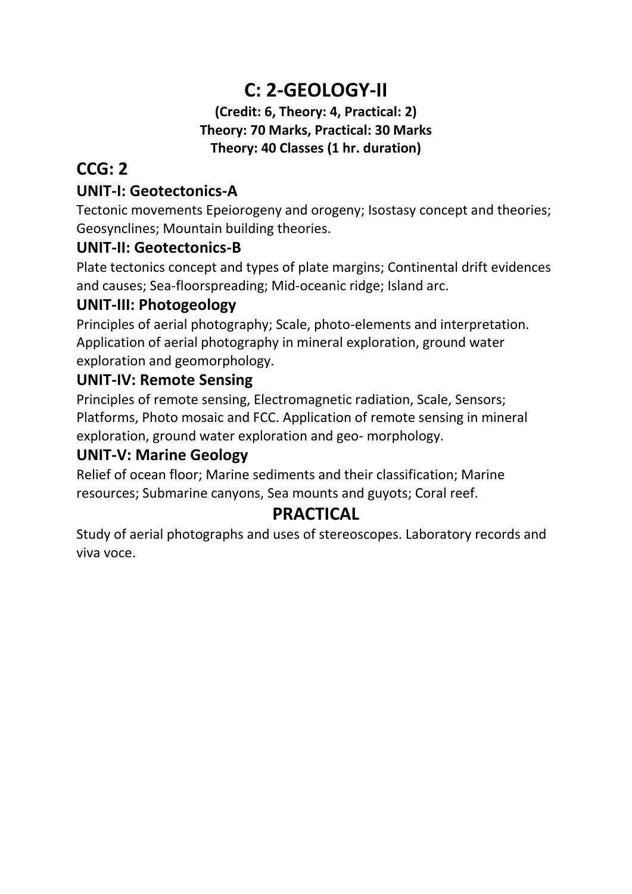# C: 2-GEOLOGY-II

**(Credit: 6, Theory: 4, Practical: 2)**
**Theory: 70 Marks, Practical: 30 Marks**
**Theory: 40 Classes (1 hr. duration)**

## CCG: 2

### UNIT-I: Geotectonics-A

Tectonic movements Epeiorogeny and orogeny; Isostasy concept and theories; Geosynclines; Mountain building theories.

### UNIT-II: Geotectonics-B

Plate tectonics concept and types of plate margins; Continental drift evidences and causes; Sea-floorspreading; Mid-oceanic ridge; Island arc.

### UNIT-III: Photogeology

Principles of aerial photography; Scale, photo-elements and interpretation. Application of aerial photography in mineral exploration, ground water exploration and geomorphology.

### UNIT-IV: Remote Sensing

Principles of remote sensing, Electromagnetic radiation, Scale, Sensors; Platforms, Photo mosaic and FCC. Application of remote sensing in mineral exploration, ground water exploration and geo- morphology.

### UNIT-V: Marine Geology

Relief of ocean floor; Marine sediments and their classification; Marine resources; Submarine canyons, Sea mounts and guyots; Coral reef.

## PRACTICAL

Study of aerial photographs and uses of stereoscopes. Laboratory records and viva voce.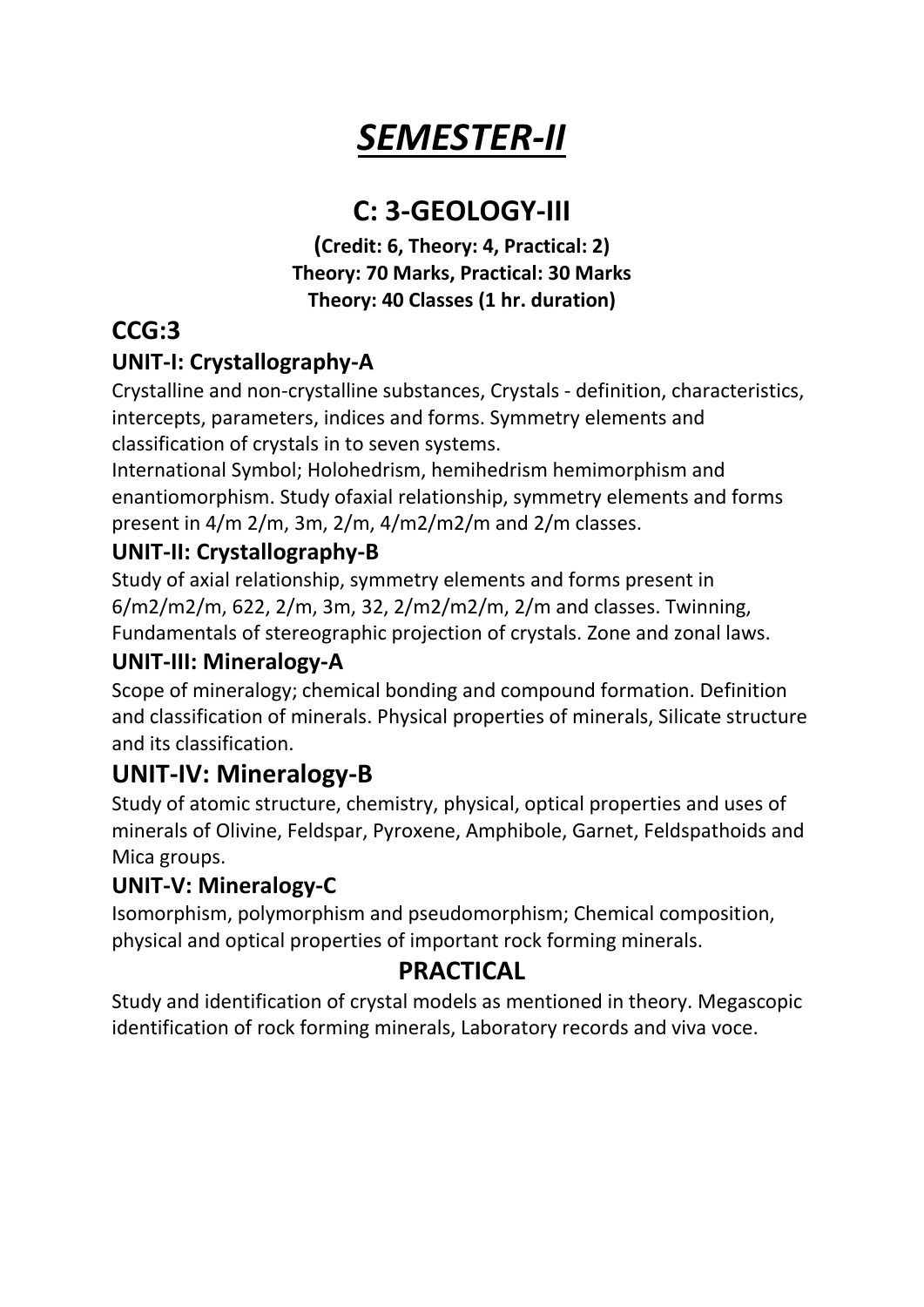# *SEMESTER-II*

## C: 3-GEOLOGY-III

**(Credit: 6, Theory: 4, Practical: 2)**
**Theory: 70 Marks, Practical: 30 Marks**
**Theory: 40 Classes (1 hr. duration)**

## CCG:3

### UNIT-I: Crystallography-A

Crystalline and non-crystalline substances, Crystals - definition, characteristics, intercepts, parameters, indices and forms. Symmetry elements and classification of crystals in to seven systems.
International Symbol; Holohedrism, hemihedrism hemimorphism and enantiomorphism. Study ofaxial relationship, symmetry elements and forms present in 4/m 2/m, 3m, 2/m, 4/m2/m2/m and 2/m classes.

### UNIT-II: Crystallography-B

Study of axial relationship, symmetry elements and forms present in 6/m2/m2/m, 622, 2/m, 3m, 32, 2/m2/m2/m, 2/m and classes. Twinning, Fundamentals of stereographic projection of crystals. Zone and zonal laws.

### UNIT-III: Mineralogy-A

Scope of mineralogy; chemical bonding and compound formation. Definition and classification of minerals. Physical properties of minerals, Silicate structure and its classification.

## UNIT-IV: Mineralogy-B

Study of atomic structure, chemistry, physical, optical properties and uses of minerals of Olivine, Feldspar, Pyroxene, Amphibole, Garnet, Feldspathoids and Mica groups.

### UNIT-V: Mineralogy-C

Isomorphism, polymorphism and pseudomorphism; Chemical composition, physical and optical properties of important rock forming minerals.

## PRACTICAL

Study and identification of crystal models as mentioned in theory. Megascopic identification of rock forming minerals, Laboratory records and viva voce.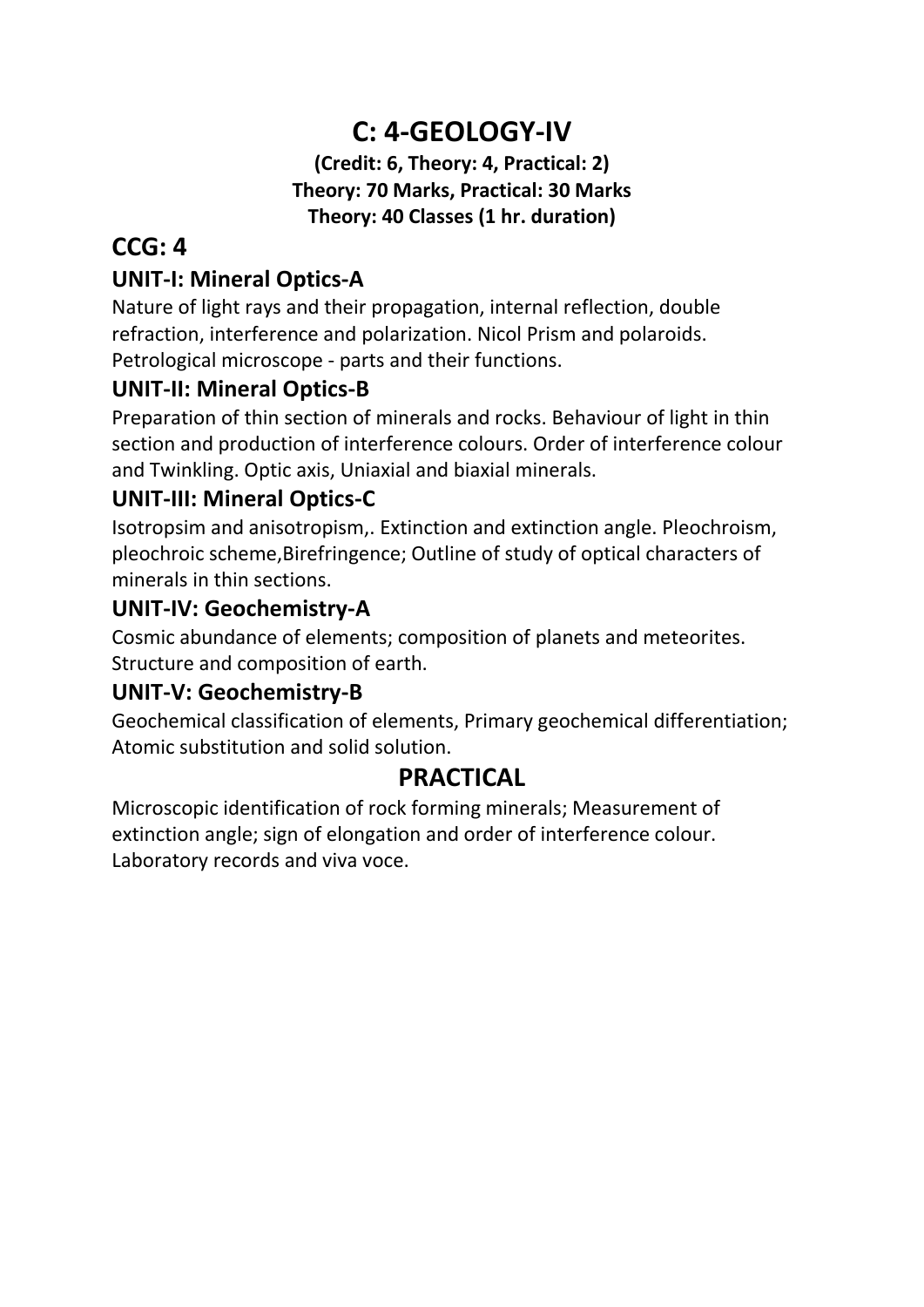# C: 4-GEOLOGY-IV

**(Credit: 6, Theory: 4, Practical: 2)**
**Theory: 70 Marks, Practical: 30 Marks**
**Theory: 40 Classes (1 hr. duration)**

## CCG: 4

### UNIT-I: Mineral Optics-A

Nature of light rays and their propagation, internal reflection, double refraction, interference and polarization. Nicol Prism and polaroids. Petrological microscope - parts and their functions.

### UNIT-II: Mineral Optics-B

Preparation of thin section of minerals and rocks. Behaviour of light in thin section and production of interference colours. Order of interference colour and Twinkling. Optic axis, Uniaxial and biaxial minerals.

### UNIT-III: Mineral Optics-C

Isotropsim and anisotropism,. Extinction and extinction angle. Pleochroism, pleochroic scheme,Birefringence; Outline of study of optical characters of minerals in thin sections.

### UNIT-IV: Geochemistry-A

Cosmic abundance of elements; composition of planets and meteorites. Structure and composition of earth.

### UNIT-V: Geochemistry-B

Geochemical classification of elements, Primary geochemical differentiation; Atomic substitution and solid solution.

## PRACTICAL

Microscopic identification of rock forming minerals; Measurement of extinction angle; sign of elongation and order of interference colour. Laboratory records and viva voce.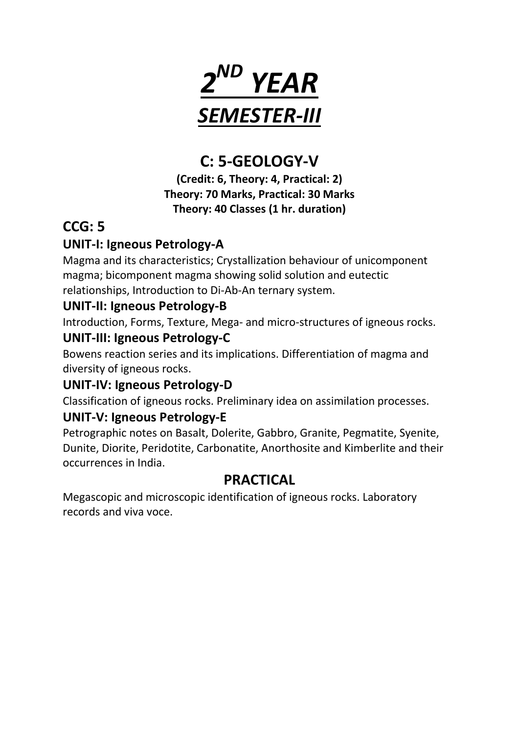# *2[ND] YEAR*

# *SEMESTER-III*

## C: 5-GEOLOGY-V

**(Credit: 6, Theory: 4, Practical: 2)**
**Theory: 70 Marks, Practical: 30 Marks**
**Theory: 40 Classes (1 hr. duration)**

## CCG: 5

### UNIT-I: Igneous Petrology-A

Magma and its characteristics; Crystallization behaviour of unicomponent magma; bicomponent magma showing solid solution and eutectic relationships, Introduction to Di-Ab-An ternary system.

### UNIT-II: Igneous Petrology-B

Introduction, Forms, Texture, Mega- and micro-structures of igneous rocks.

### UNIT-III: Igneous Petrology-C

Bowens reaction series and its implications. Differentiation of magma and diversity of igneous rocks.

### UNIT-IV: Igneous Petrology-D

Classification of igneous rocks. Preliminary idea on assimilation processes.

### UNIT-V: Igneous Petrology-E

Petrographic notes on Basalt, Dolerite, Gabbro, Granite, Pegmatite, Syenite, Dunite, Diorite, Peridotite, Carbonatite, Anorthosite and Kimberlite and their occurrences in India.

## PRACTICAL

Megascopic and microscopic identification of igneous rocks. Laboratory records and viva voce.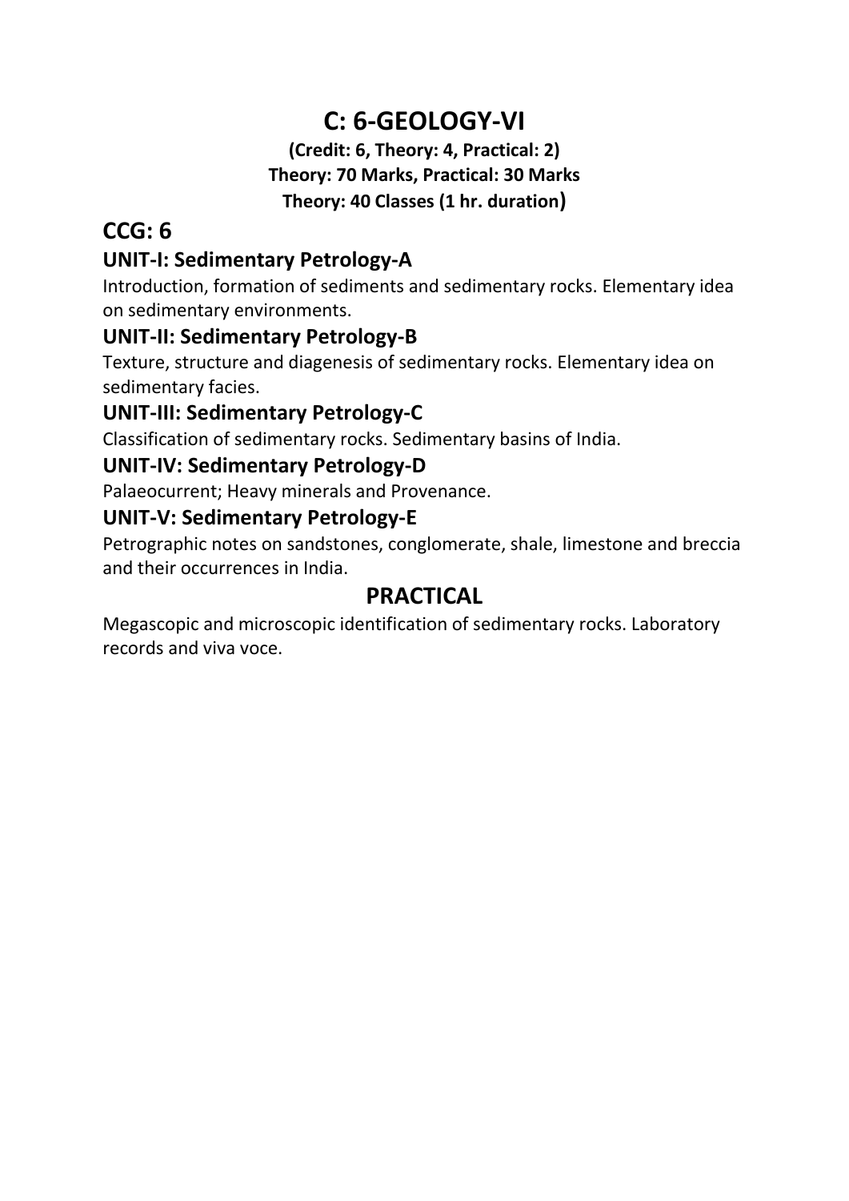# C: 6-GEOLOGY-VI

**(Credit: 6, Theory: 4, Practical: 2)**
**Theory: 70 Marks, Practical: 30 Marks**
**Theory: 40 Classes (1 hr. duration)**

## CCG: 6

### UNIT-I: Sedimentary Petrology-A

Introduction, formation of sediments and sedimentary rocks. Elementary idea on sedimentary environments.

### UNIT-II: Sedimentary Petrology-B

Texture, structure and diagenesis of sedimentary rocks. Elementary idea on sedimentary facies.

### UNIT-III: Sedimentary Petrology-C

Classification of sedimentary rocks. Sedimentary basins of India.

### UNIT-IV: Sedimentary Petrology-D

Palaeocurrent; Heavy minerals and Provenance.

### UNIT-V: Sedimentary Petrology-E

Petrographic notes on sandstones, conglomerate, shale, limestone and breccia and their occurrences in India.

## PRACTICAL

Megascopic and microscopic identification of sedimentary rocks. Laboratory records and viva voce.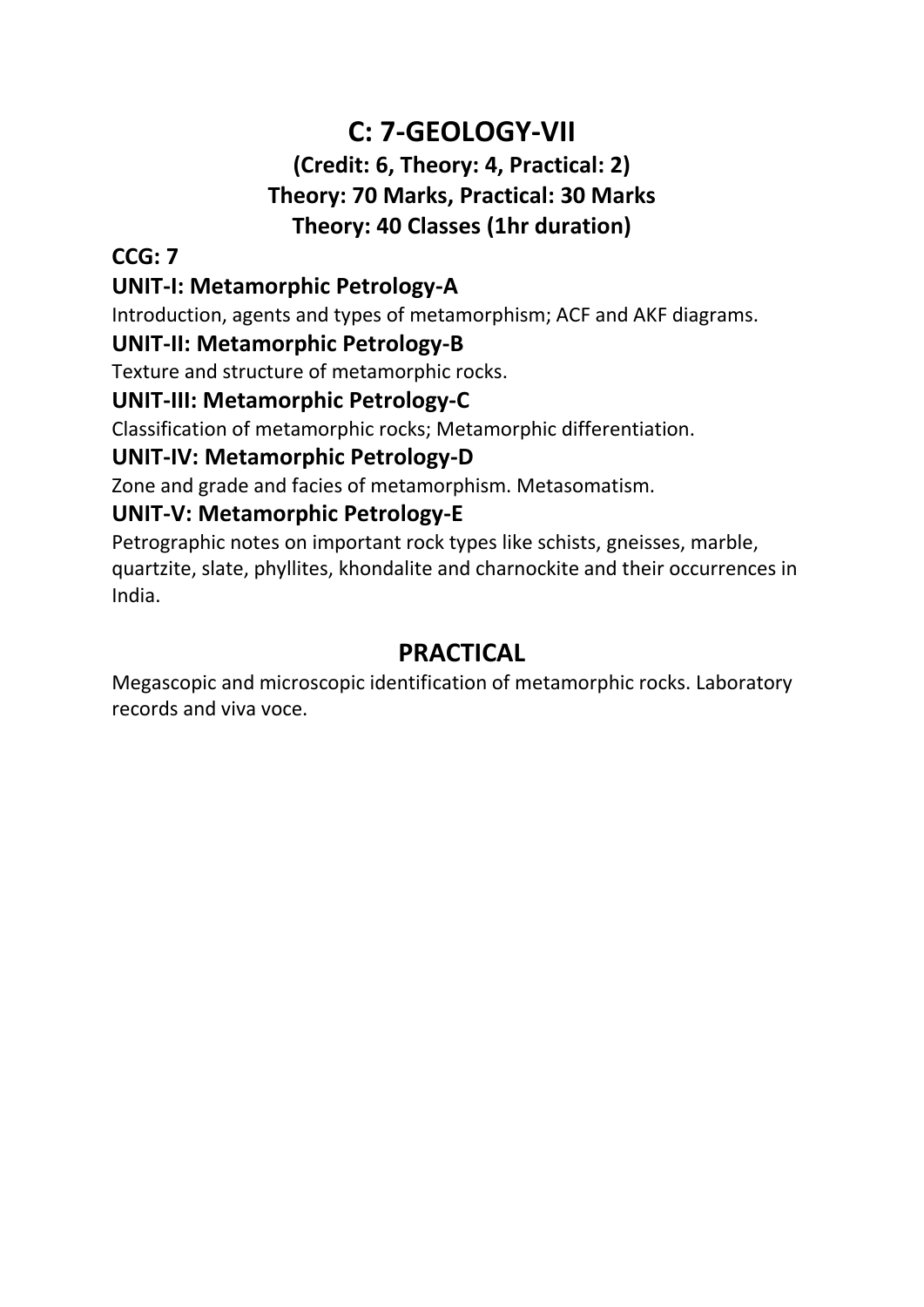# C: 7-GEOLOGY-VII

### (Credit: 6, Theory: 4, Practical: 2)
### Theory: 70 Marks, Practical: 30 Marks
### Theory: 40 Classes (1hr duration)

**CCG: 7**

**UNIT-I: Metamorphic Petrology-A**

Introduction, agents and types of metamorphism; ACF and AKF diagrams.

**UNIT-II: Metamorphic Petrology-B**

Texture and structure of metamorphic rocks.

**UNIT-III: Metamorphic Petrology-C**

Classification of metamorphic rocks; Metamorphic differentiation.

**UNIT-IV: Metamorphic Petrology-D**

Zone and grade and facies of metamorphism. Metasomatism.

**UNIT-V: Metamorphic Petrology-E**

Petrographic notes on important rock types like schists, gneisses, marble, quartzite, slate, phyllites, khondalite and charnockite and their occurrences in India.

## PRACTICAL

Megascopic and microscopic identification of metamorphic rocks. Laboratory records and viva voce.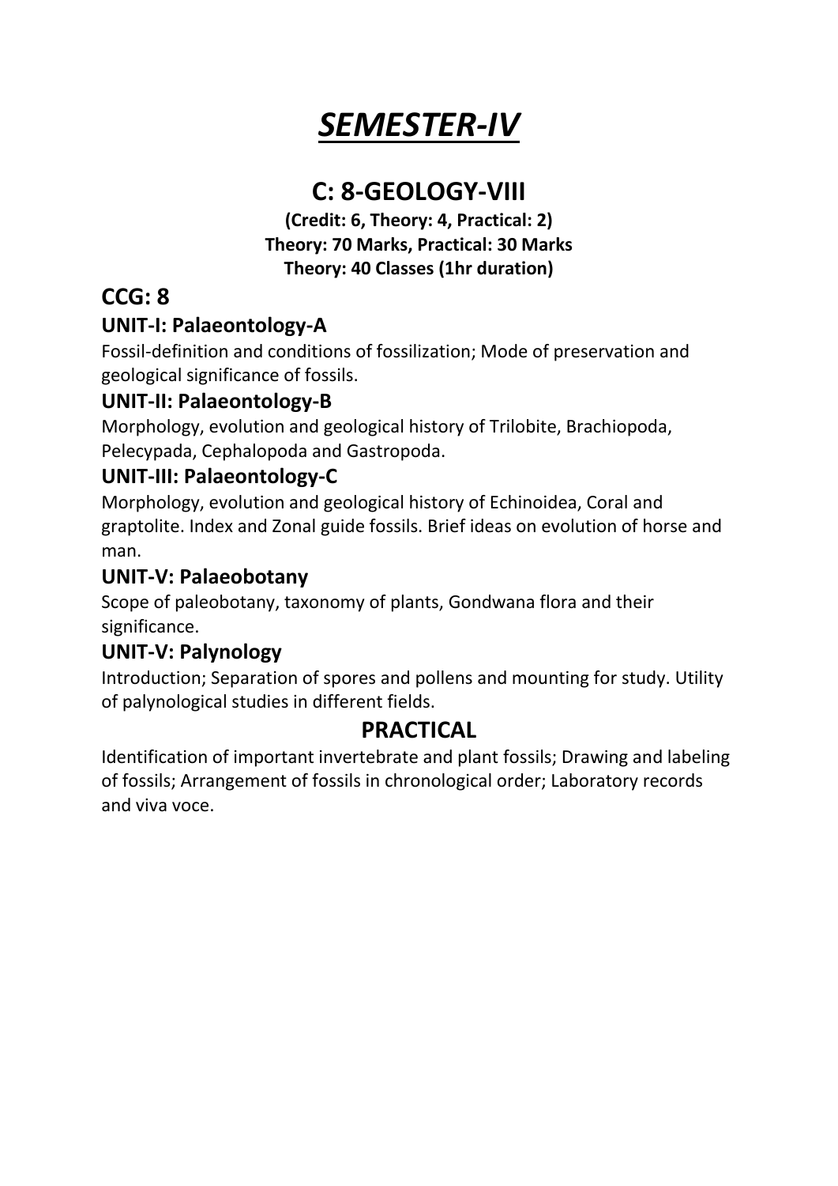# *SEMESTER-IV*

## C: 8-GEOLOGY-VIII

**(Credit: 6, Theory: 4, Practical: 2)**
**Theory: 70 Marks, Practical: 30 Marks**
**Theory: 40 Classes (1hr duration)**

## CCG: 8

### UNIT-I: Palaeontology-A

Fossil-definition and conditions of fossilization; Mode of preservation and geological significance of fossils.

### UNIT-II: Palaeontology-B

Morphology, evolution and geological history of Trilobite, Brachiopoda, Pelecypada, Cephalopoda and Gastropoda.

### UNIT-III: Palaeontology-C

Morphology, evolution and geological history of Echinoidea, Coral and graptolite. Index and Zonal guide fossils. Brief ideas on evolution of horse and man.

### UNIT-V: Palaeobotany

Scope of paleobotany, taxonomy of plants, Gondwana flora and their significance.

### UNIT-V: Palynology

Introduction; Separation of spores and pollens and mounting for study. Utility of palynological studies in different fields.

## PRACTICAL

Identification of important invertebrate and plant fossils; Drawing and labeling of fossils; Arrangement of fossils in chronological order; Laboratory records and viva voce.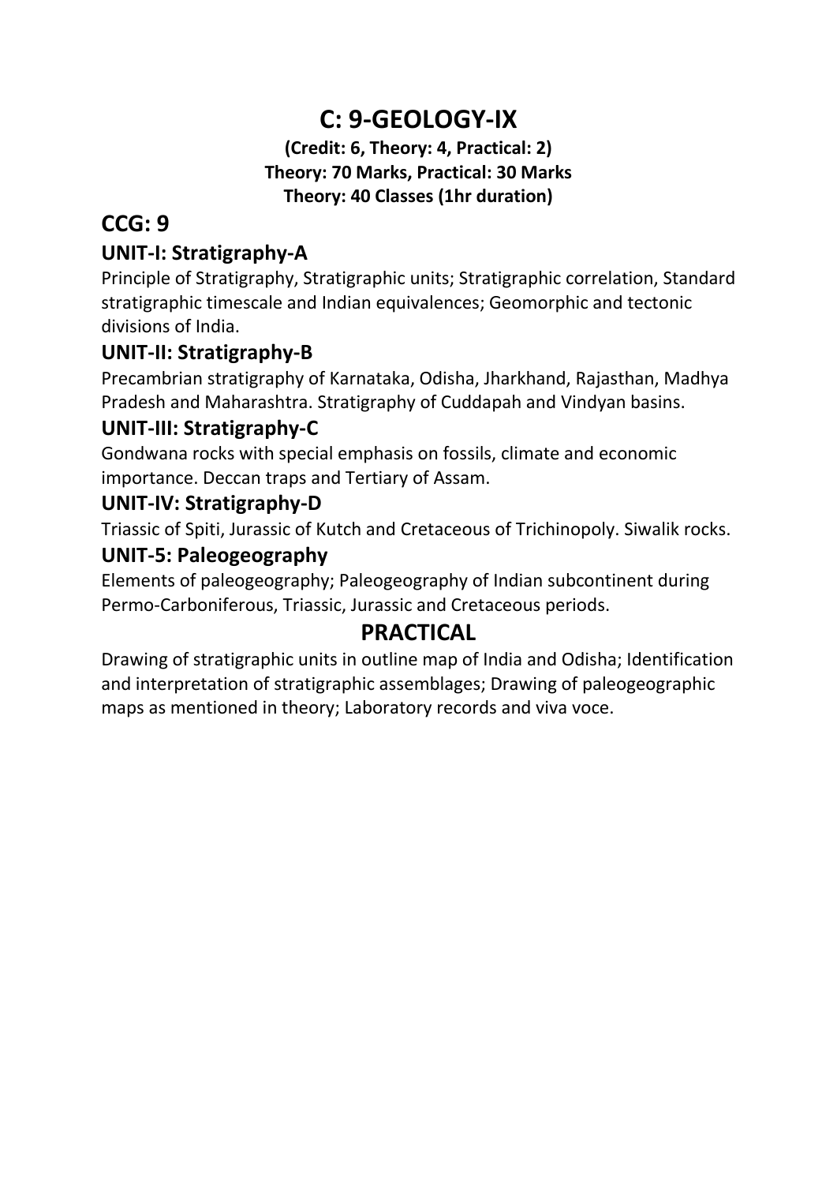# C: 9-GEOLOGY-IX

**(Credit: 6, Theory: 4, Practical: 2)**
**Theory: 70 Marks, Practical: 30 Marks**
**Theory: 40 Classes (1hr duration)**

## CCG: 9

### UNIT-I: Stratigraphy-A

Principle of Stratigraphy, Stratigraphic units; Stratigraphic correlation, Standard stratigraphic timescale and Indian equivalences; Geomorphic and tectonic divisions of India.

### UNIT-II: Stratigraphy-B

Precambrian stratigraphy of Karnataka, Odisha, Jharkhand, Rajasthan, Madhya Pradesh and Maharashtra. Stratigraphy of Cuddapah and Vindyan basins.

### UNIT-III: Stratigraphy-C

Gondwana rocks with special emphasis on fossils, climate and economic importance. Deccan traps and Tertiary of Assam.

### UNIT-IV: Stratigraphy-D

Triassic of Spiti, Jurassic of Kutch and Cretaceous of Trichinopoly. Siwalik rocks.

### UNIT-5: Paleogeography

Elements of paleogeography; Paleogeography of Indian subcontinent during Permo-Carboniferous, Triassic, Jurassic and Cretaceous periods.

## PRACTICAL

Drawing of stratigraphic units in outline map of India and Odisha; Identification and interpretation of stratigraphic assemblages; Drawing of paleogeographic maps as mentioned in theory; Laboratory records and viva voce.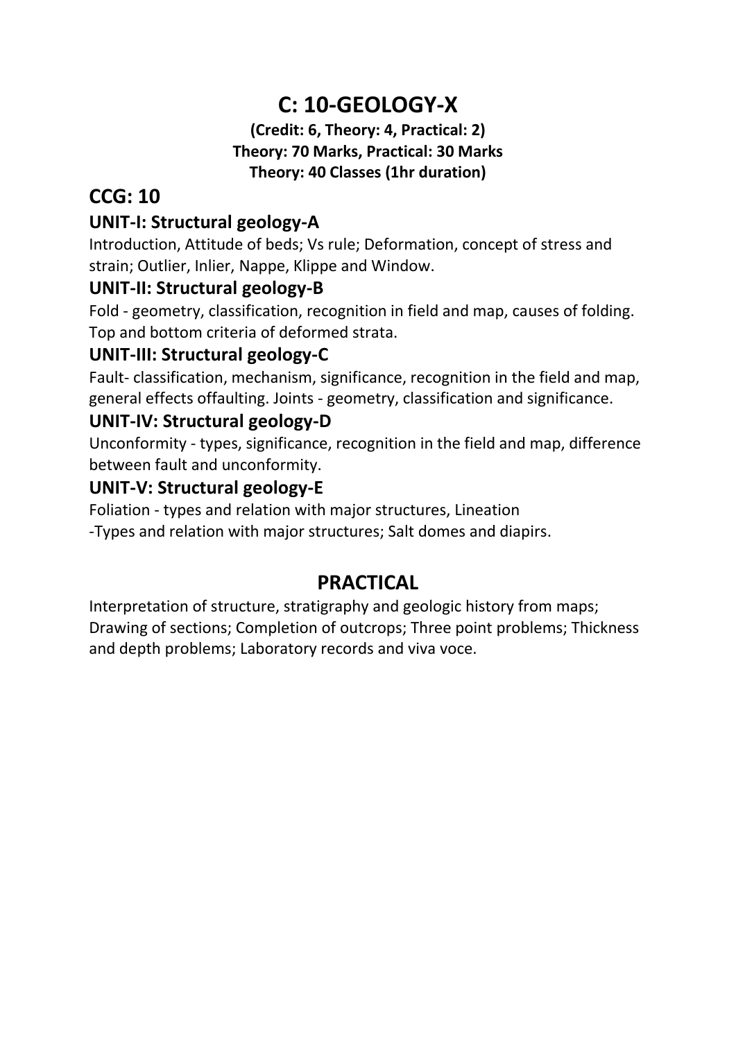# C: 10-GEOLOGY-X

**(Credit: 6, Theory: 4, Practical: 2)**
**Theory: 70 Marks, Practical: 30 Marks**
**Theory: 40 Classes (1hr duration)**

## CCG: 10

### UNIT-I: Structural geology-A

Introduction, Attitude of beds; Vs rule; Deformation, concept of stress and strain; Outlier, Inlier, Nappe, Klippe and Window.

### UNIT-II: Structural geology-B

Fold - geometry, classification, recognition in field and map, causes of folding. Top and bottom criteria of deformed strata.

### UNIT-III: Structural geology-C

Fault- classification, mechanism, significance, recognition in the field and map, general effects offaulting. Joints - geometry, classification and significance.

### UNIT-IV: Structural geology-D

Unconformity - types, significance, recognition in the field and map, difference between fault and unconformity.

### UNIT-V: Structural geology-E

Foliation - types and relation with major structures, Lineation
-Types and relation with major structures; Salt domes and diapirs.

## PRACTICAL

Interpretation of structure, stratigraphy and geologic history from maps; Drawing of sections; Completion of outcrops; Three point problems; Thickness and depth problems; Laboratory records and viva voce.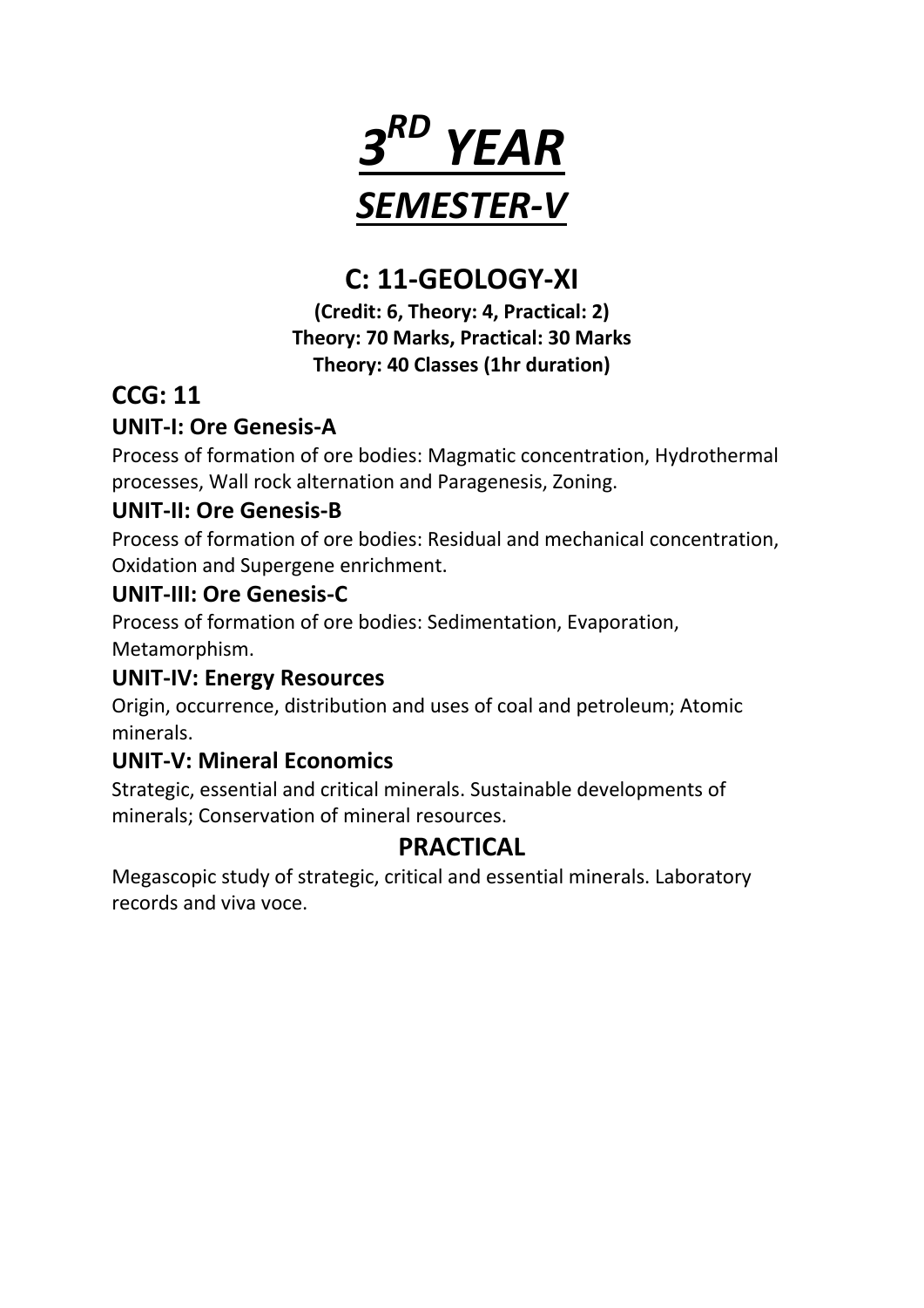# *3$^{RD}$ YEAR*

# *SEMESTER-V*

## C: 11-GEOLOGY-XI

**(Credit: 6, Theory: 4, Practical: 2)**
**Theory: 70 Marks, Practical: 30 Marks**
**Theory: 40 Classes (1hr duration)**

## CCG: 11

### UNIT-I: Ore Genesis-A

Process of formation of ore bodies: Magmatic concentration, Hydrothermal processes, Wall rock alternation and Paragenesis, Zoning.

### UNIT-II: Ore Genesis-B

Process of formation of ore bodies: Residual and mechanical concentration, Oxidation and Supergene enrichment.

### UNIT-III: Ore Genesis-C

Process of formation of ore bodies: Sedimentation, Evaporation, Metamorphism.

### UNIT-IV: Energy Resources

Origin, occurrence, distribution and uses of coal and petroleum; Atomic minerals.

### UNIT-V: Mineral Economics

Strategic, essential and critical minerals. Sustainable developments of minerals; Conservation of mineral resources.

## PRACTICAL

Megascopic study of strategic, critical and essential minerals. Laboratory records and viva voce.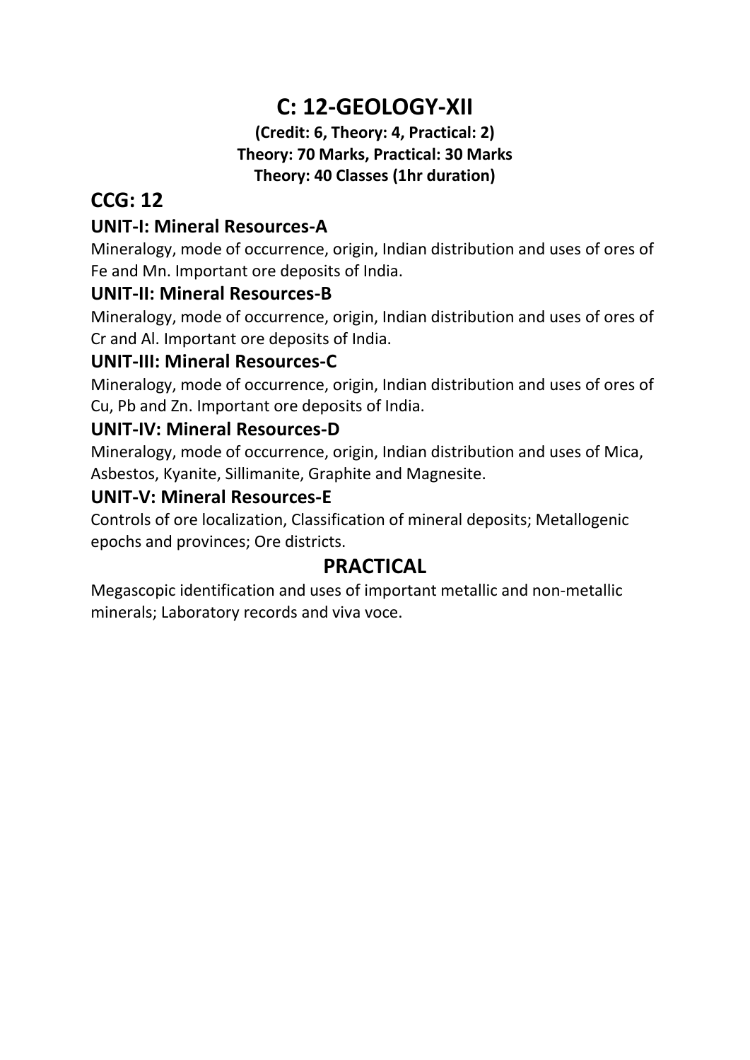# C: 12-GEOLOGY-XII

**(Credit: 6, Theory: 4, Practical: 2)**
**Theory: 70 Marks, Practical: 30 Marks**
**Theory: 40 Classes (1hr duration)**

## CCG: 12

### UNIT-I: Mineral Resources-A

Mineralogy, mode of occurrence, origin, Indian distribution and uses of ores of Fe and Mn. Important ore deposits of India.

### UNIT-II: Mineral Resources-B

Mineralogy, mode of occurrence, origin, Indian distribution and uses of ores of Cr and Al. Important ore deposits of India.

### UNIT-III: Mineral Resources-C

Mineralogy, mode of occurrence, origin, Indian distribution and uses of ores of Cu, Pb and Zn. Important ore deposits of India.

### UNIT-IV: Mineral Resources-D

Mineralogy, mode of occurrence, origin, Indian distribution and uses of Mica, Asbestos, Kyanite, Sillimanite, Graphite and Magnesite.

### UNIT-V: Mineral Resources-E

Controls of ore localization, Classification of mineral deposits; Metallogenic epochs and provinces; Ore districts.

## PRACTICAL

Megascopic identification and uses of important metallic and non-metallic minerals; Laboratory records and viva voce.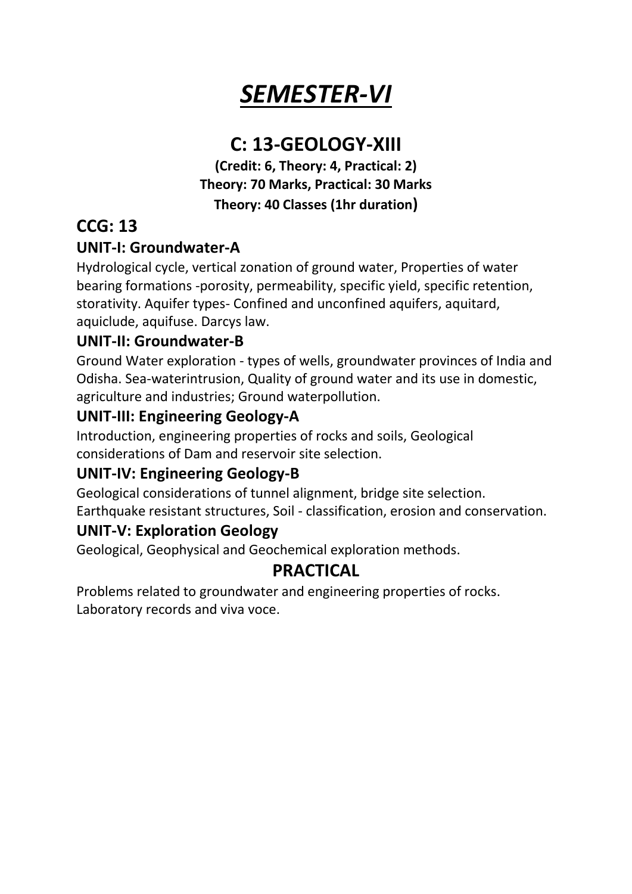# ***SEMESTER-VI***

## C: 13-GEOLOGY-XIII

**(Credit: 6, Theory: 4, Practical: 2)**
**Theory: 70 Marks, Practical: 30 Marks**
**Theory: 40 Classes (1hr duration)**

## CCG: 13

### UNIT-I: Groundwater-A

Hydrological cycle, vertical zonation of ground water, Properties of water bearing formations -porosity, permeability, specific yield, specific retention, storativity. Aquifer types- Confined and unconfined aquifers, aquitard, aquiclude, aquifuse. Darcys law.

### UNIT-II: Groundwater-B

Ground Water exploration - types of wells, groundwater provinces of India and Odisha. Sea-waterintrusion, Quality of ground water and its use in domestic, agriculture and industries; Ground waterpollution.

### UNIT-III: Engineering Geology-A

Introduction, engineering properties of rocks and soils, Geological considerations of Dam and reservoir site selection.

### UNIT-IV: Engineering Geology-B

Geological considerations of tunnel alignment, bridge site selection. Earthquake resistant structures, Soil - classification, erosion and conservation.

### UNIT-V: Exploration Geology

Geological, Geophysical and Geochemical exploration methods.

## PRACTICAL

Problems related to groundwater and engineering properties of rocks. Laboratory records and viva voce.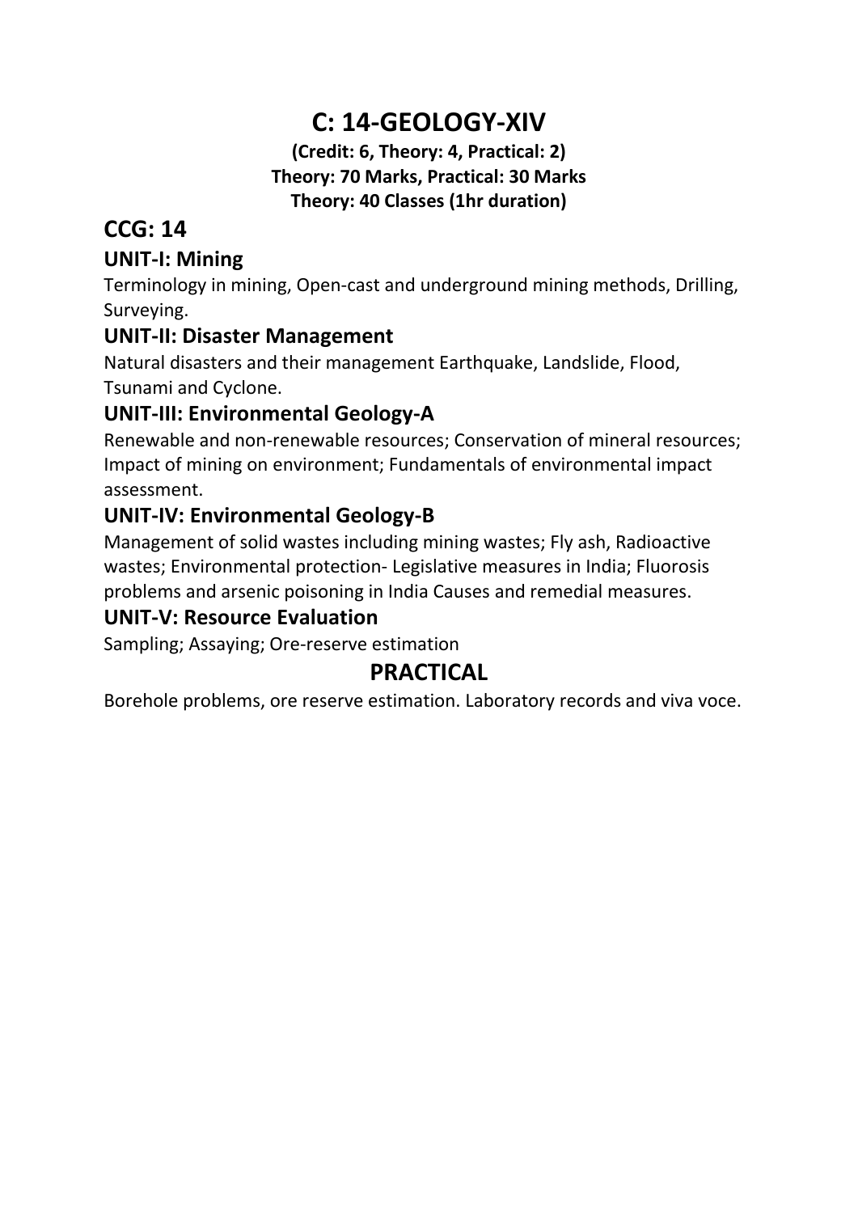# C: 14-GEOLOGY-XIV

**(Credit: 6, Theory: 4, Practical: 2)**
**Theory: 70 Marks, Practical: 30 Marks**
**Theory: 40 Classes (1hr duration)**

## CCG: 14

### UNIT-I: Mining

Terminology in mining, Open-cast and underground mining methods, Drilling, Surveying.

### UNIT-II: Disaster Management

Natural disasters and their management Earthquake, Landslide, Flood, Tsunami and Cyclone.

### UNIT-III: Environmental Geology-A

Renewable and non-renewable resources; Conservation of mineral resources; Impact of mining on environment; Fundamentals of environmental impact assessment.

### UNIT-IV: Environmental Geology-B

Management of solid wastes including mining wastes; Fly ash, Radioactive wastes; Environmental protection- Legislative measures in India; Fluorosis problems and arsenic poisoning in India Causes and remedial measures.

### UNIT-V: Resource Evaluation

Sampling; Assaying; Ore-reserve estimation

## PRACTICAL

Borehole problems, ore reserve estimation. Laboratory records and viva voce.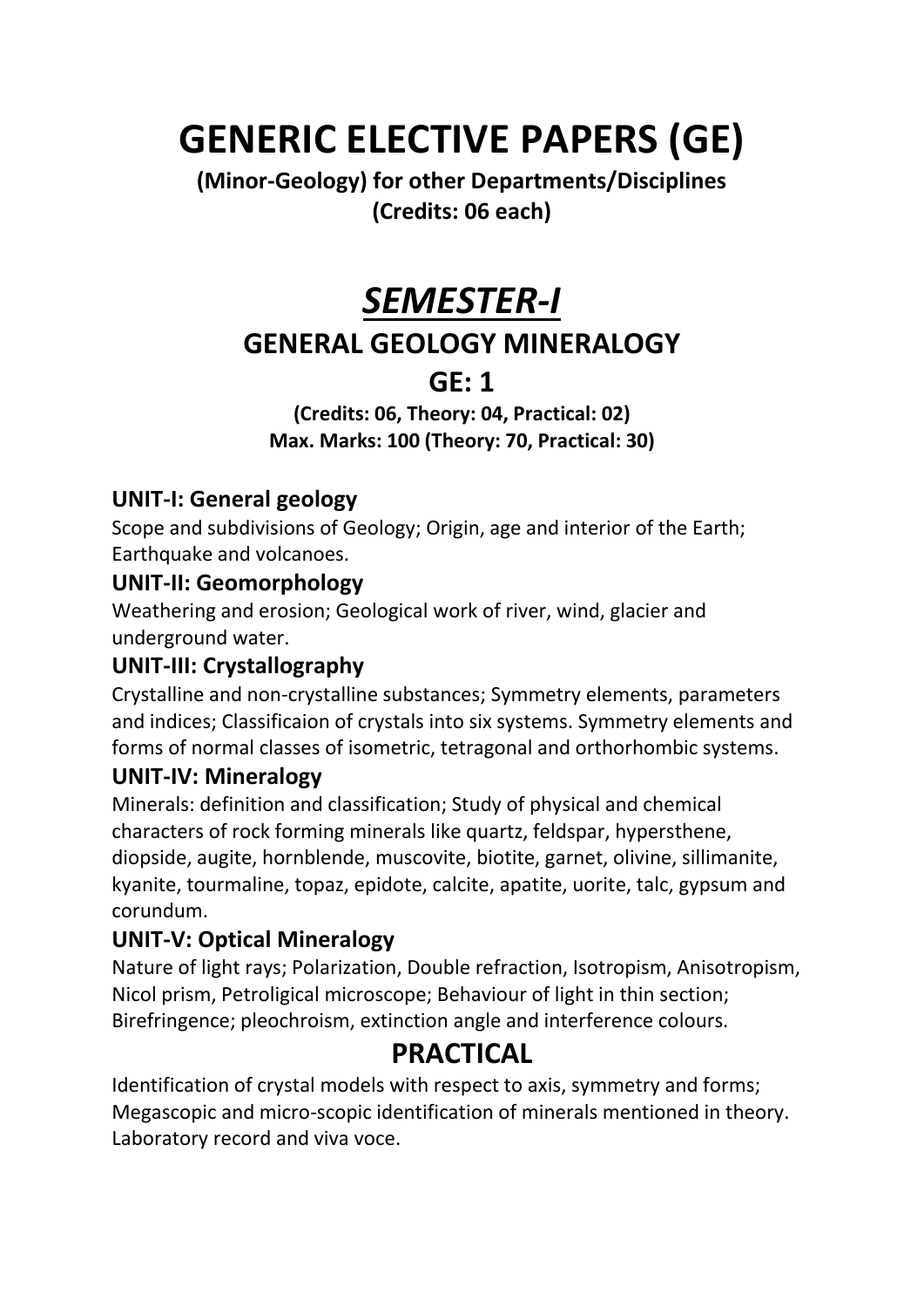# GENERIC ELECTIVE PAPERS (GE)

**(Minor-Geology) for other Departments/Disciplines**
**(Credits: 06 each)**

# *SEMESTER-I*

## GENERAL GEOLOGY MINERALOGY

## GE: 1

**(Credits: 06, Theory: 04, Practical: 02)**
**Max. Marks: 100 (Theory: 70, Practical: 30)**

### UNIT-I: General geology

Scope and subdivisions of Geology; Origin, age and interior of the Earth; Earthquake and volcanoes.

### UNIT-II: Geomorphology

Weathering and erosion; Geological work of river, wind, glacier and underground water.

### UNIT-III: Crystallography

Crystalline and non-crystalline substances; Symmetry elements, parameters and indices; Classificaion of crystals into six systems. Symmetry elements and forms of normal classes of isometric, tetragonal and orthorhombic systems.

### UNIT-IV: Mineralogy

Minerals: definition and classification; Study of physical and chemical characters of rock forming minerals like quartz, feldspar, hypersthene, diopside, augite, hornblende, muscovite, biotite, garnet, olivine, sillimanite, kyanite, tourmaline, topaz, epidote, calcite, apatite, uorite, talc, gypsum and corundum.

### UNIT-V: Optical Mineralogy

Nature of light rays; Polarization, Double refraction, Isotropism, Anisotropism, Nicol prism, Petroligical microscope; Behaviour of light in thin section; Birefringence; pleochroism, extinction angle and interference colours.

## PRACTICAL

Identification of crystal models with respect to axis, symmetry and forms; Megascopic and micro-scopic identification of minerals mentioned in theory. Laboratory record and viva voce.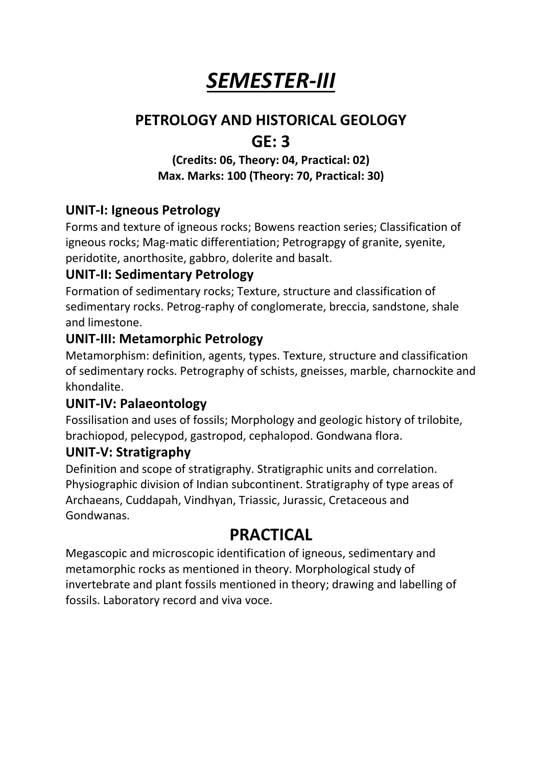# *SEMESTER-III*

## PETROLOGY AND HISTORICAL GEOLOGY

## GE: 3

**(Credits: 06, Theory: 04, Practical: 02)**
**Max. Marks: 100 (Theory: 70, Practical: 30)**

### UNIT-I: Igneous Petrology

Forms and texture of igneous rocks; Bowens reaction series; Classification of igneous rocks; Mag-matic differentiation; Petrograpgy of granite, syenite, peridotite, anorthosite, gabbro, dolerite and basalt.

### UNIT-II: Sedimentary Petrology

Formation of sedimentary rocks; Texture, structure and classification of sedimentary rocks. Petrog-raphy of conglomerate, breccia, sandstone, shale and limestone.

### UNIT-III: Metamorphic Petrology

Metamorphism: definition, agents, types. Texture, structure and classification of sedimentary rocks. Petrography of schists, gneisses, marble, charnockite and khondalite.

### UNIT-IV: Palaeontology

Fossilisation and uses of fossils; Morphology and geologic history of trilobite, brachiopod, pelecypod, gastropod, cephalopod. Gondwana flora.

### UNIT-V: Stratigraphy

Definition and scope of stratigraphy. Stratigraphic units and correlation. Physiographic division of Indian subcontinent. Stratigraphy of type areas of Archaeans, Cuddapah, Vindhyan, Triassic, Jurassic, Cretaceous and Gondwanas.

## PRACTICAL

Megascopic and microscopic identification of igneous, sedimentary and metamorphic rocks as mentioned in theory. Morphological study of invertebrate and plant fossils mentioned in theory; drawing and labelling of fossils. Laboratory record and viva voce.